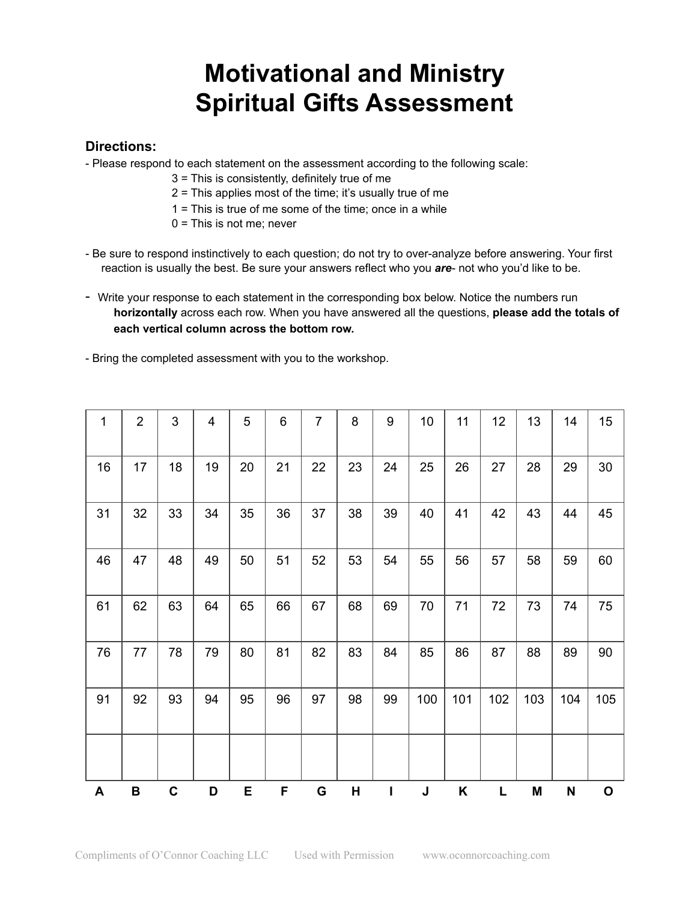# Motivational and Ministry Spiritual Gifts Assessment

### Directions:

- Please respond to each statement on the assessment according to the following scale:
  - 3 = This is consistently, definitely true of me
  - 2 = This applies most of the time; it's usually true of me
  - 1 = This is true of me some of the time; once in a while
  - 0 = This is not me; never

- Be sure to respond instinctively to each question; do not try to over-analyze before answering. Your first reaction is usually the best. Be sure your answers reflect who you ***are***- not who you'd like to be.

- Write your response to each statement in the corresponding box below. Notice the numbers run **horizontally** across each row. When you have answered all the questions, **please add the totals of each vertical column across the bottom row.**

- Bring the completed assessment with you to the workshop.

| | | | | | | | | | | | | | | |
|---|---|---|---|---|---|---|---|---|---|---|---|---|---|---|
| 1 | 2 | 3 | 4 | 5 | 6 | 7 | 8 | 9 | 10 | 11 | 12 | 13 | 14 | 15 |
| 16 | 17 | 18 | 19 | 20 | 21 | 22 | 23 | 24 | 25 | 26 | 27 | 28 | 29 | 30 |
| 31 | 32 | 33 | 34 | 35 | 36 | 37 | 38 | 39 | 40 | 41 | 42 | 43 | 44 | 45 |
| 46 | 47 | 48 | 49 | 50 | 51 | 52 | 53 | 54 | 55 | 56 | 57 | 58 | 59 | 60 |
| 61 | 62 | 63 | 64 | 65 | 66 | 67 | 68 | 69 | 70 | 71 | 72 | 73 | 74 | 75 |
| 76 | 77 | 78 | 79 | 80 | 81 | 82 | 83 | 84 | 85 | 86 | 87 | 88 | 89 | 90 |
| 91 | 92 | 93 | 94 | 95 | 96 | 97 | 98 | 99 | 100 | 101 | 102 | 103 | 104 | 105 |
| | | | | | | | | | | | | | | |
| **A** | **B** | **C** | **D** | **E** | **F** | **G** | **H** | **I** | **J** | **K** | **L** | **M** | **N** | **O** |

Compliments of O'Connor Coaching LLC Used with Permission www.oconnorcoaching.com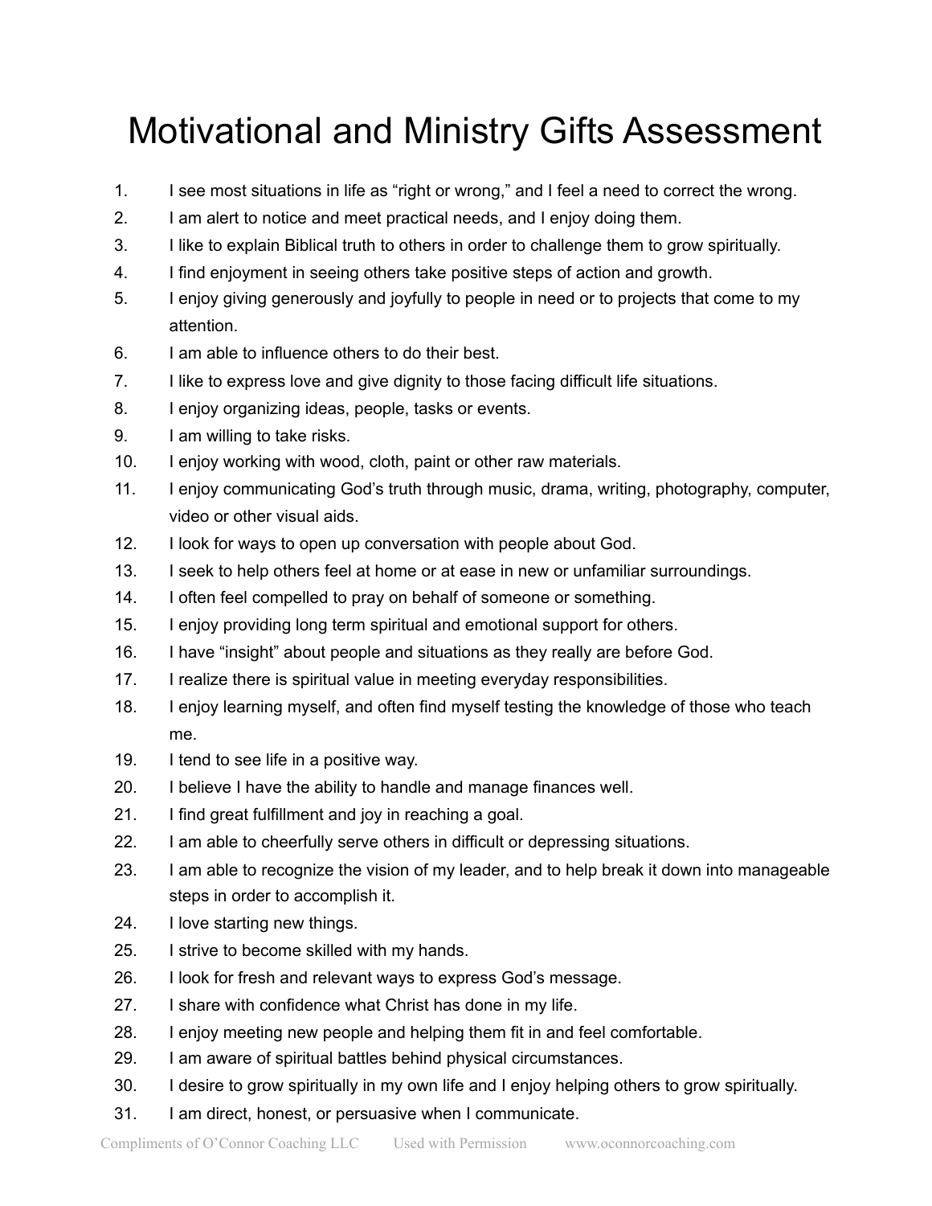# Motivational and Ministry Gifts Assessment

1. I see most situations in life as “right or wrong,” and I feel a need to correct the wrong.
2. I am alert to notice and meet practical needs, and I enjoy doing them.
3. I like to explain Biblical truth to others in order to challenge them to grow spiritually.
4. I find enjoyment in seeing others take positive steps of action and growth.
5. I enjoy giving generously and joyfully to people in need or to projects that come to my attention.
6. I am able to influence others to do their best.
7. I like to express love and give dignity to those facing difficult life situations.
8. I enjoy organizing ideas, people, tasks or events.
9. I am willing to take risks.
10. I enjoy working with wood, cloth, paint or other raw materials.
11. I enjoy communicating God’s truth through music, drama, writing, photography, computer, video or other visual aids.
12. I look for ways to open up conversation with people about God.
13. I seek to help others feel at home or at ease in new or unfamiliar surroundings.
14. I often feel compelled to pray on behalf of someone or something.
15. I enjoy providing long term spiritual and emotional support for others.
16. I have “insight” about people and situations as they really are before God.
17. I realize there is spiritual value in meeting everyday responsibilities.
18. I enjoy learning myself, and often find myself testing the knowledge of those who teach me.
19. I tend to see life in a positive way.
20. I believe I have the ability to handle and manage finances well.
21. I find great fulfillment and joy in reaching a goal.
22. I am able to cheerfully serve others in difficult or depressing situations.
23. I am able to recognize the vision of my leader, and to help break it down into manageable steps in order to accomplish it.
24. I love starting new things.
25. I strive to become skilled with my hands.
26. I look for fresh and relevant ways to express God’s message.
27. I share with confidence what Christ has done in my life.
28. I enjoy meeting new people and helping them fit in and feel comfortable.
29. I am aware of spiritual battles behind physical circumstances.
30. I desire to grow spiritually in my own life and I enjoy helping others to grow spiritually.
31. I am direct, honest, or persuasive when I communicate.

Compliments of O’Connor Coaching LLC Used with Permission www.oconnorcoaching.com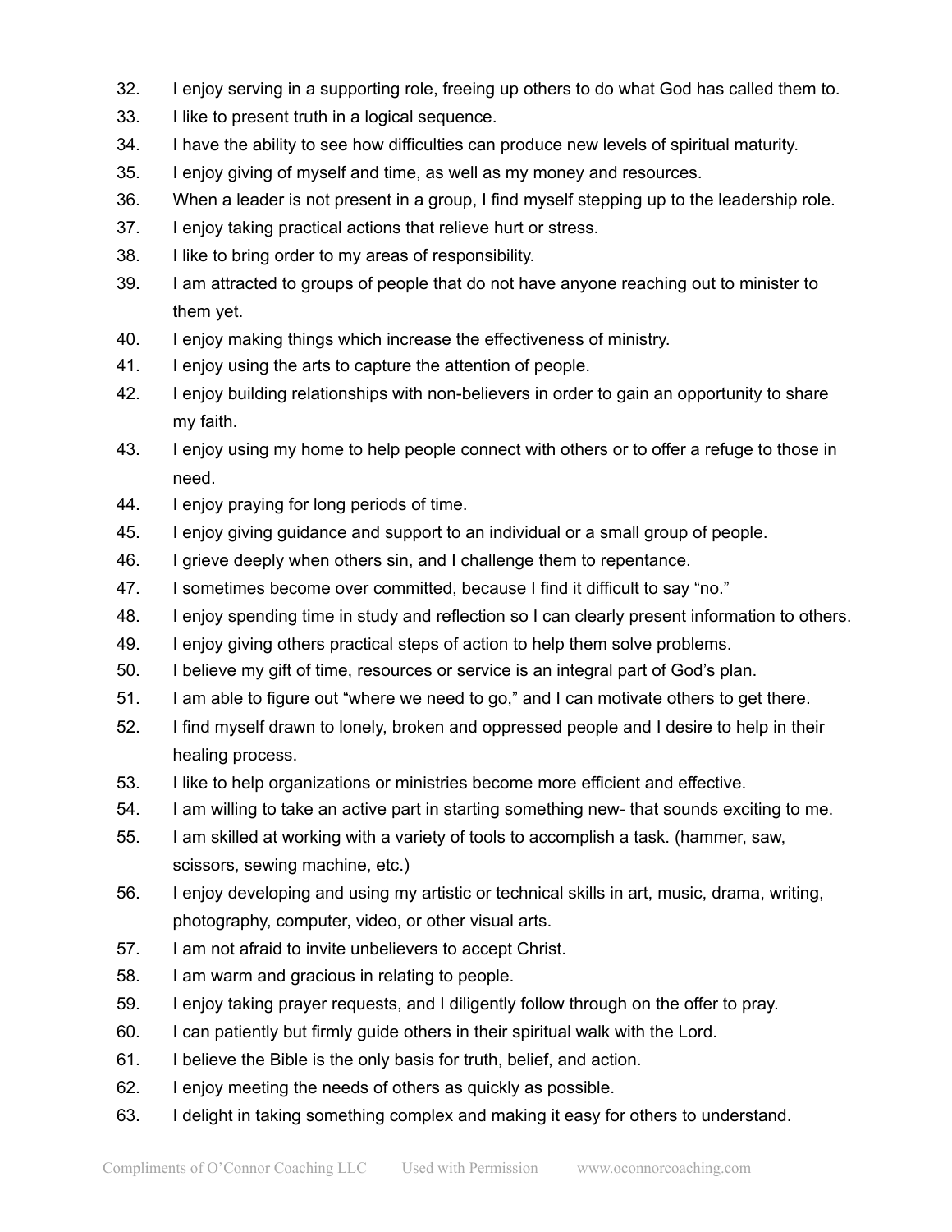32. I enjoy serving in a supporting role, freeing up others to do what God has called them to.
33. I like to present truth in a logical sequence.
34. I have the ability to see how difficulties can produce new levels of spiritual maturity.
35. I enjoy giving of myself and time, as well as my money and resources.
36. When a leader is not present in a group, I find myself stepping up to the leadership role.
37. I enjoy taking practical actions that relieve hurt or stress.
38. I like to bring order to my areas of responsibility.
39. I am attracted to groups of people that do not have anyone reaching out to minister to them yet.
40. I enjoy making things which increase the effectiveness of ministry.
41. I enjoy using the arts to capture the attention of people.
42. I enjoy building relationships with non-believers in order to gain an opportunity to share my faith.
43. I enjoy using my home to help people connect with others or to offer a refuge to those in need.
44. I enjoy praying for long periods of time.
45. I enjoy giving guidance and support to an individual or a small group of people.
46. I grieve deeply when others sin, and I challenge them to repentance.
47. I sometimes become over committed, because I find it difficult to say "no."
48. I enjoy spending time in study and reflection so I can clearly present information to others.
49. I enjoy giving others practical steps of action to help them solve problems.
50. I believe my gift of time, resources or service is an integral part of God's plan.
51. I am able to figure out "where we need to go," and I can motivate others to get there.
52. I find myself drawn to lonely, broken and oppressed people and I desire to help in their healing process.
53. I like to help organizations or ministries become more efficient and effective.
54. I am willing to take an active part in starting something new- that sounds exciting to me.
55. I am skilled at working with a variety of tools to accomplish a task. (hammer, saw, scissors, sewing machine, etc.)
56. I enjoy developing and using my artistic or technical skills in art, music, drama, writing, photography, computer, video, or other visual arts.
57. I am not afraid to invite unbelievers to accept Christ.
58. I am warm and gracious in relating to people.
59. I enjoy taking prayer requests, and I diligently follow through on the offer to pray.
60. I can patiently but firmly guide others in their spiritual walk with the Lord.
61. I believe the Bible is the only basis for truth, belief, and action.
62. I enjoy meeting the needs of others as quickly as possible.
63. I delight in taking something complex and making it easy for others to understand.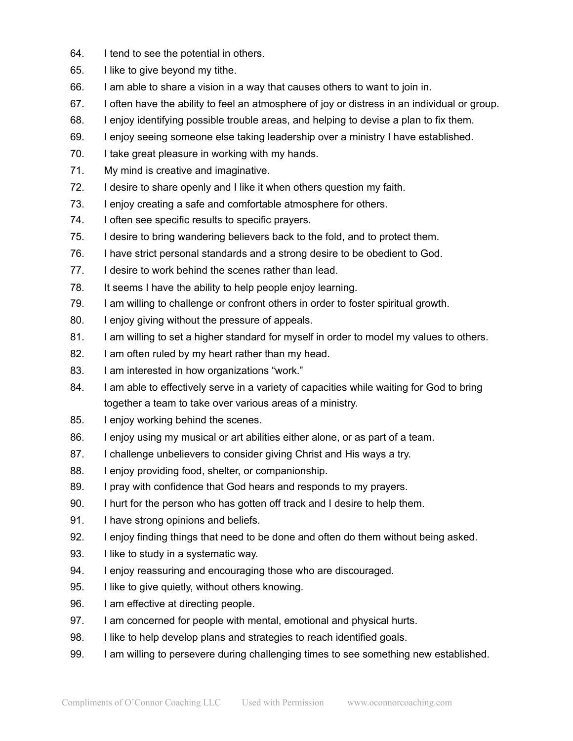64. I tend to see the potential in others.
65. I like to give beyond my tithe.
66. I am able to share a vision in a way that causes others to want to join in.
67. I often have the ability to feel an atmosphere of joy or distress in an individual or group.
68. I enjoy identifying possible trouble areas, and helping to devise a plan to fix them.
69. I enjoy seeing someone else taking leadership over a ministry I have established.
70. I take great pleasure in working with my hands.
71. My mind is creative and imaginative.
72. I desire to share openly and I like it when others question my faith.
73. I enjoy creating a safe and comfortable atmosphere for others.
74. I often see specific results to specific prayers.
75. I desire to bring wandering believers back to the fold, and to protect them.
76. I have strict personal standards and a strong desire to be obedient to God.
77. I desire to work behind the scenes rather than lead.
78. It seems I have the ability to help people enjoy learning.
79. I am willing to challenge or confront others in order to foster spiritual growth.
80. I enjoy giving without the pressure of appeals.
81. I am willing to set a higher standard for myself in order to model my values to others.
82. I am often ruled by my heart rather than my head.
83. I am interested in how organizations "work."
84. I am able to effectively serve in a variety of capacities while waiting for God to bring together a team to take over various areas of a ministry.
85. I enjoy working behind the scenes.
86. I enjoy using my musical or art abilities either alone, or as part of a team.
87. I challenge unbelievers to consider giving Christ and His ways a try.
88. I enjoy providing food, shelter, or companionship.
89. I pray with confidence that God hears and responds to my prayers.
90. I hurt for the person who has gotten off track and I desire to help them.
91. I have strong opinions and beliefs.
92. I enjoy finding things that need to be done and often do them without being asked.
93. I like to study in a systematic way.
94. I enjoy reassuring and encouraging those who are discouraged.
95. I like to give quietly, without others knowing.
96. I am effective at directing people.
97. I am concerned for people with mental, emotional and physical hurts.
98. I like to help develop plans and strategies to reach identified goals.
99. I am willing to persevere during challenging times to see something new established.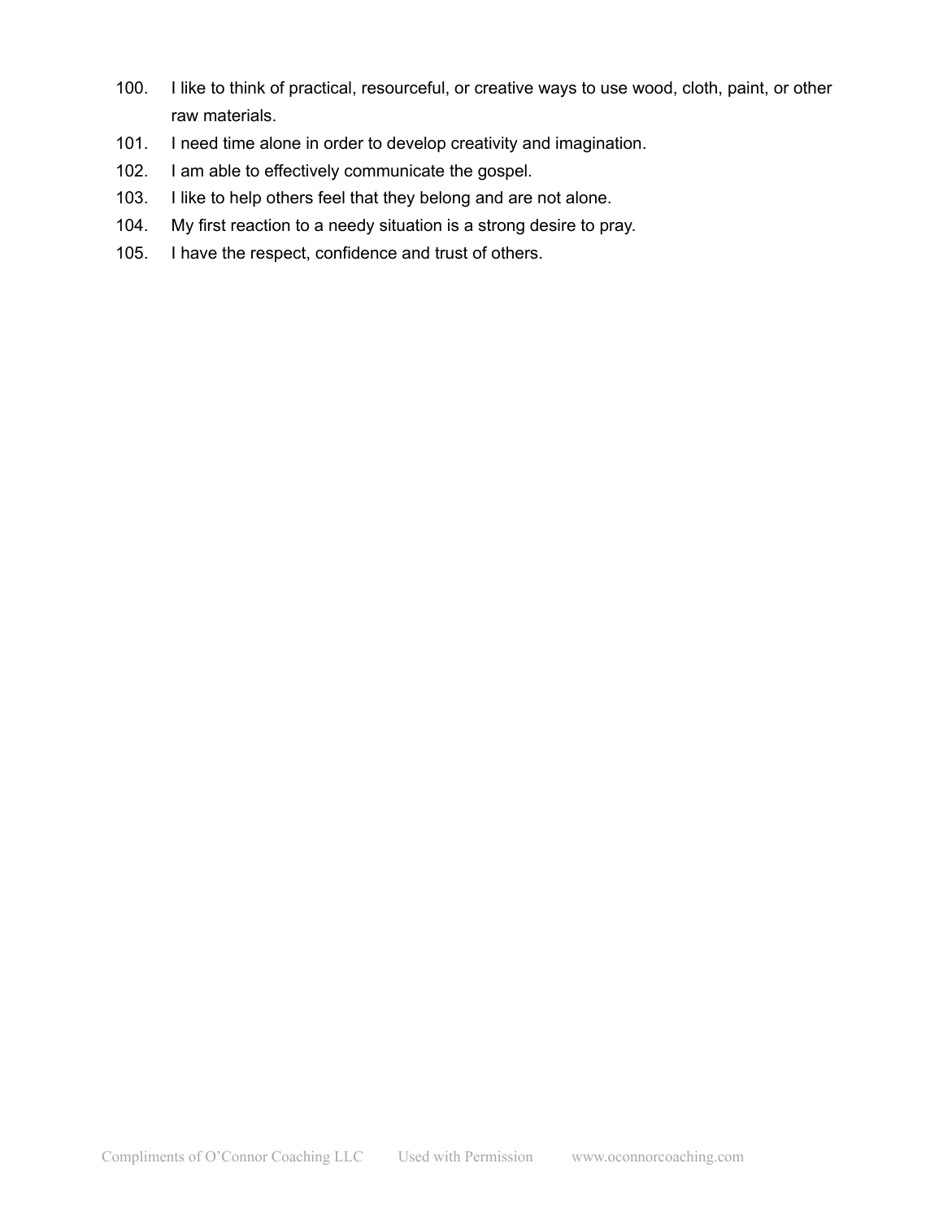100. I like to think of practical, resourceful, or creative ways to use wood, cloth, paint, or other raw materials.
101. I need time alone in order to develop creativity and imagination.
102. I am able to effectively communicate the gospel.
103. I like to help others feel that they belong and are not alone.
104. My first reaction to a needy situation is a strong desire to pray.
105. I have the respect, confidence and trust of others.